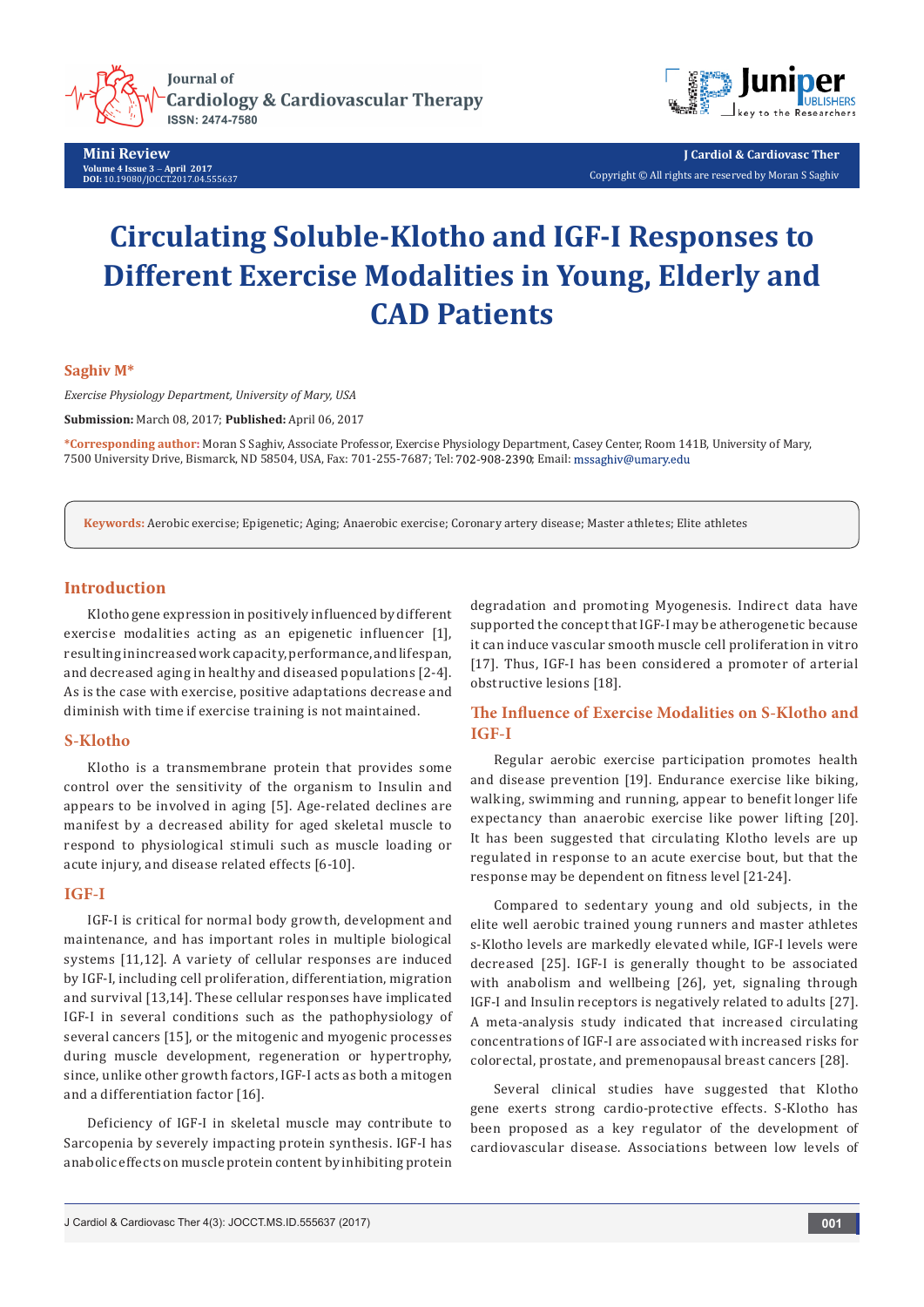Mini Review
Volume 4 Issue 3 – April 2017
DOI: 10.19080/JOCCT.2017.04.555637

J Cardiol & Cardiovasc Ther
Copyright © All rights are reserved by Moran S Saghiv

# Circulating Soluble-Klotho and IGF-I Responses to Different Exercise Modalities in Young, Elderly and CAD Patients

**Saghiv M***

*Exercise Physiology Department, University of Mary, USA*

**Submission:** March 08, 2017; **Published:** April 06, 2017

***Corresponding author:** Moran S Saghiv, Associate Professor, Exercise Physiology Department, Casey Center, Room 141B, University of Mary, 7500 University Drive, Bismarck, ND 58504, USA, Fax: 701-255-7687; Tel: 702-908-2390; Email: mssaghiv@umary.edu

**Keywords:** Aerobic exercise; Epigenetic; Aging; Anaerobic exercise; Coronary artery disease; Master athletes; Elite athletes

## Introduction

Klotho gene expression in positively influenced by different exercise modalities acting as an epigenetic influencer [1], resulting in increased work capacity, performance, and lifespan, and decreased aging in healthy and diseased populations [2-4]. As is the case with exercise, positive adaptations decrease and diminish with time if exercise training is not maintained.

## S-Klotho

Klotho is a transmembrane protein that provides some control over the sensitivity of the organism to Insulin and appears to be involved in aging [5]. Age-related declines are manifest by a decreased ability for aged skeletal muscle to respond to physiological stimuli such as muscle loading or acute injury, and disease related effects [6-10].

## IGF-I

IGF-I is critical for normal body growth, development and maintenance, and has important roles in multiple biological systems [11,12]. A variety of cellular responses are induced by IGF-I, including cell proliferation, differentiation, migration and survival [13,14]. These cellular responses have implicated IGF-I in several conditions such as the pathophysiology of several cancers [15], or the mitogenic and myogenic processes during muscle development, regeneration or hypertrophy, since, unlike other growth factors, IGF-I acts as both a mitogen and a differentiation factor [16].

Deficiency of IGF-I in skeletal muscle may contribute to Sarcopenia by severely impacting protein synthesis. IGF-I has anabolic effects on muscle protein content by inhibiting protein degradation and promoting Myogenesis. Indirect data have supported the concept that IGF-I may be atherogenetic because it can induce vascular smooth muscle cell proliferation in vitro [17]. Thus, IGF-I has been considered a promoter of arterial obstructive lesions [18].

## The Influence of Exercise Modalities on S-Klotho and IGF-I

Regular aerobic exercise participation promotes health and disease prevention [19]. Endurance exercise like biking, walking, swimming and running, appear to benefit longer life expectancy than anaerobic exercise like power lifting [20]. It has been suggested that circulating Klotho levels are up regulated in response to an acute exercise bout, but that the response may be dependent on fitness level [21-24].

Compared to sedentary young and old subjects, in the elite well aerobic trained young runners and master athletes s-Klotho levels are markedly elevated while, IGF-I levels were decreased [25]. IGF-I is generally thought to be associated with anabolism and wellbeing [26], yet, signaling through IGF-I and Insulin receptors is negatively related to adults [27]. A meta-analysis study indicated that increased circulating concentrations of IGF-I are associated with increased risks for colorectal, prostate, and premenopausal breast cancers [28].

Several clinical studies have suggested that Klotho gene exerts strong cardio-protective effects. S-Klotho has been proposed as a key regulator of the development of cardiovascular disease. Associations between low levels of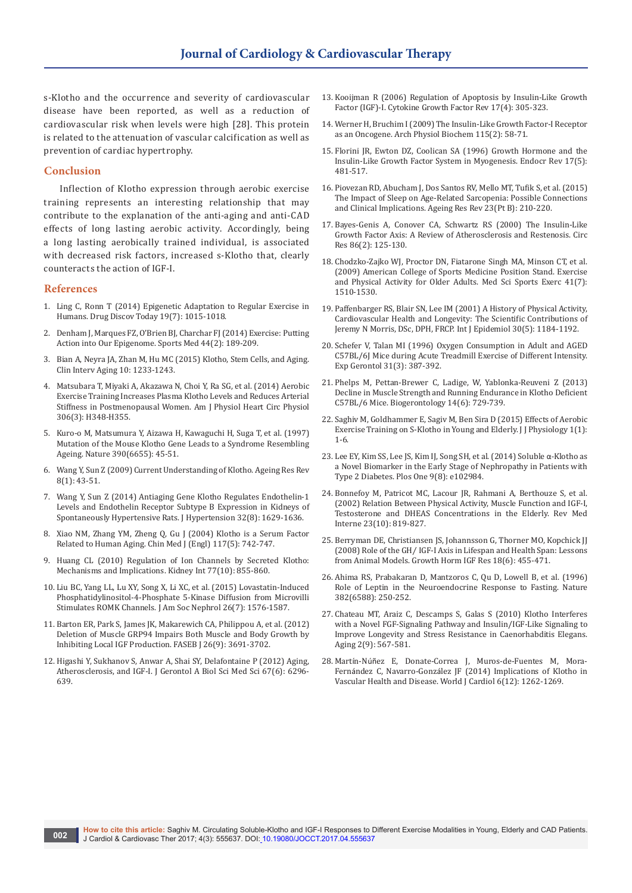s-Klotho and the occurrence and severity of cardiovascular disease have been reported, as well as a reduction of cardiovascular risk when levels were high [28]. This protein is related to the attenuation of vascular calcification as well as prevention of cardiac hypertrophy.

## Conclusion

Inflection of Klotho expression through aerobic exercise training represents an interesting relationship that may contribute to the explanation of the anti-aging and anti-CAD effects of long lasting aerobic activity. Accordingly, being a long lasting aerobically trained individual, is associated with decreased risk factors, increased s-Klotho that, clearly counteracts the action of IGF-I.

## References

1. Ling C, Ronn T (2014) Epigenetic Adaptation to Regular Exercise in Humans. Drug Discov Today 19(7): 1015-1018.
2. Denham J, Marques FZ, O'Brien BJ, Charchar FJ (2014) Exercise: Putting Action into Our Epigenome. Sports Med 44(2): 189-209.
3. Bian A, Neyra JA, Zhan M, Hu MC (2015) Klotho, Stem Cells, and Aging. Clin Interv Aging 10: 1233-1243.
4. Matsubara T, Miyaki A, Akazawa N, Choi Y, Ra SG, et al. (2014) Aerobic Exercise Training Increases Plasma Klotho Levels and Reduces Arterial Stiffness in Postmenopausal Women. Am J Physiol Heart Circ Physiol 306(3): H348-H355.
5. Kuro-o M, Matsumura Y, Aizawa H, Kawaguchi H, Suga T, et al. (1997) Mutation of the Mouse Klotho Gene Leads to a Syndrome Resembling Ageing. Nature 390(6655): 45-51.
6. Wang Y, Sun Z (2009) Current Understanding of Klotho. Ageing Res Rev 8(1): 43-51.
7. Wang Y, Sun Z (2014) Antiaging Gene Klotho Regulates Endothelin-1 Levels and Endothelin Receptor Subtype B Expression in Kidneys of Spontaneously Hypertensive Rats. J Hypertension 32(8): 1629-1636.
8. Xiao NM, Zhang YM, Zheng Q, Gu J (2004) Klotho is a Serum Factor Related to Human Aging. Chin Med J (Engl) 117(5): 742-747.
9. Huang CL (2010) Regulation of Ion Channels by Secreted Klotho: Mechanisms and Implications. Kidney Int 77(10): 855-860.
10. Liu BC, Yang LL, Lu XY, Song X, Li XC, et al. (2015) Lovastatin-Induced Phosphatidylinositol-4-Phosphate 5-Kinase Diffusion from Microvilli Stimulates ROMK Channels. J Am Soc Nephrol 26(7): 1576-1587.
11. Barton ER, Park S, James JK, Makarewich CA, Philippou A, et al. (2012) Deletion of Muscle GRP94 Impairs Both Muscle and Body Growth by Inhibiting Local IGF Production. FASEB J 26(9): 3691-3702.
12. Higashi Y, Sukhanov S, Anwar A, Shai SY, Delafontaine P (2012) Aging, Atherosclerosis, and IGF-I. J Gerontol A Biol Sci Med Sci 67(6): 6296-639.
13. Kooijman R (2006) Regulation of Apoptosis by Insulin-Like Growth Factor (IGF)-I. Cytokine Growth Factor Rev 17(4): 305-323.
14. Werner H, Bruchim I (2009) The Insulin-Like Growth Factor-I Receptor as an Oncogene. Arch Physiol Biochem 115(2): 58-71.
15. Florini JR, Ewton DZ, Coolican SA (1996) Growth Hormone and the Insulin-Like Growth Factor System in Myogenesis. Endocr Rev 17(5): 481-517.
16. Piovezan RD, Abucham J, Dos Santos RV, Mello MT, Tufik S, et al. (2015) The Impact of Sleep on Age-Related Sarcopenia: Possible Connections and Clinical Implications. Ageing Res Rev 23(Pt B): 210-220.
17. Bayes-Genis A, Conover CA, Schwartz RS (2000) The Insulin-Like Growth Factor Axis: A Review of Atherosclerosis and Restenosis. Circ Res 86(2): 125-130.
18. Chodzko-Zajko WJ, Proctor DN, Fiatarone Singh MA, Minson CT, et al. (2009) American College of Sports Medicine Position Stand. Exercise and Physical Activity for Older Adults. Med Sci Sports Exerc 41(7): 1510-1530.
19. Paffenbarger RS, Blair SN, Lee IM (2001) A History of Physical Activity, Cardiovascular Health and Longevity: The Scientific Contributions of Jeremy N Morris, DSc, DPH, FRCP. Int J Epidemiol 30(5): 1184-1192.
20. Schefer V, Talan MI (1996) Oxygen Consumption in Adult and AGED C57BL/6J Mice during Acute Treadmill Exercise of Different Intensity. Exp Gerontol 31(3): 387-392.
21. Phelps M, Pettan-Brewer C, Ladige, W, Yablonka-Reuveni Z (2013) Decline in Muscle Strength and Running Endurance in Klotho Deficient C57BL/6 Mice. Biogerontology 14(6): 729-739.
22. Saghiv M, Goldhammer E, Sagiv M, Ben Sira D (2015) Effects of Aerobic Exercise Training on S-Klotho in Young and Elderly. J J Physiology 1(1): 1-6.
23. Lee EY, Kim SS, Lee JS, Kim IJ, Song SH, et al. (2014) Soluble α-Klotho as a Novel Biomarker in the Early Stage of Nephropathy in Patients with Type 2 Diabetes. Plos One 9(8): e102984.
24. Bonnefoy M, Patricot MC, Lacour JR, Rahmani A, Berthouze S, et al. (2002) Relation Between Physical Activity, Muscle Function and IGF-I, Testosterone and DHEAS Concentrations in the Elderly. Rev Med Interne 23(10): 819-827.
25. Berryman DE, Christiansen JS, Johannsson G, Thorner MO, Kopchick JJ (2008) Role of the GH/ IGF-I Axis in Lifespan and Health Span: Lessons from Animal Models. Growth Horm IGF Res 18(6): 455-471.
26. Ahima RS, Prabakaran D, Mantzoros C, Qu D, Lowell B, et al. (1996) Role of Leptin in the Neuroendocrine Response to Fasting. Nature 382(6588): 250-252.
27. Chateau MT, Araiz C, Descamps S, Galas S (2010) Klotho Interferes with a Novel FGF-Signaling Pathway and Insulin/IGF-Like Signaling to Improve Longevity and Stress Resistance in Caenorhabditis Elegans. Aging 2(9): 567-581.
28. Martín-Núñez E, Donate-Correa J, Muros-de-Fuentes M, Mora-Fernández C, Navarro-González JF (2014) Implications of Klotho in Vascular Health and Disease. World J Cardiol 6(12): 1262-1269.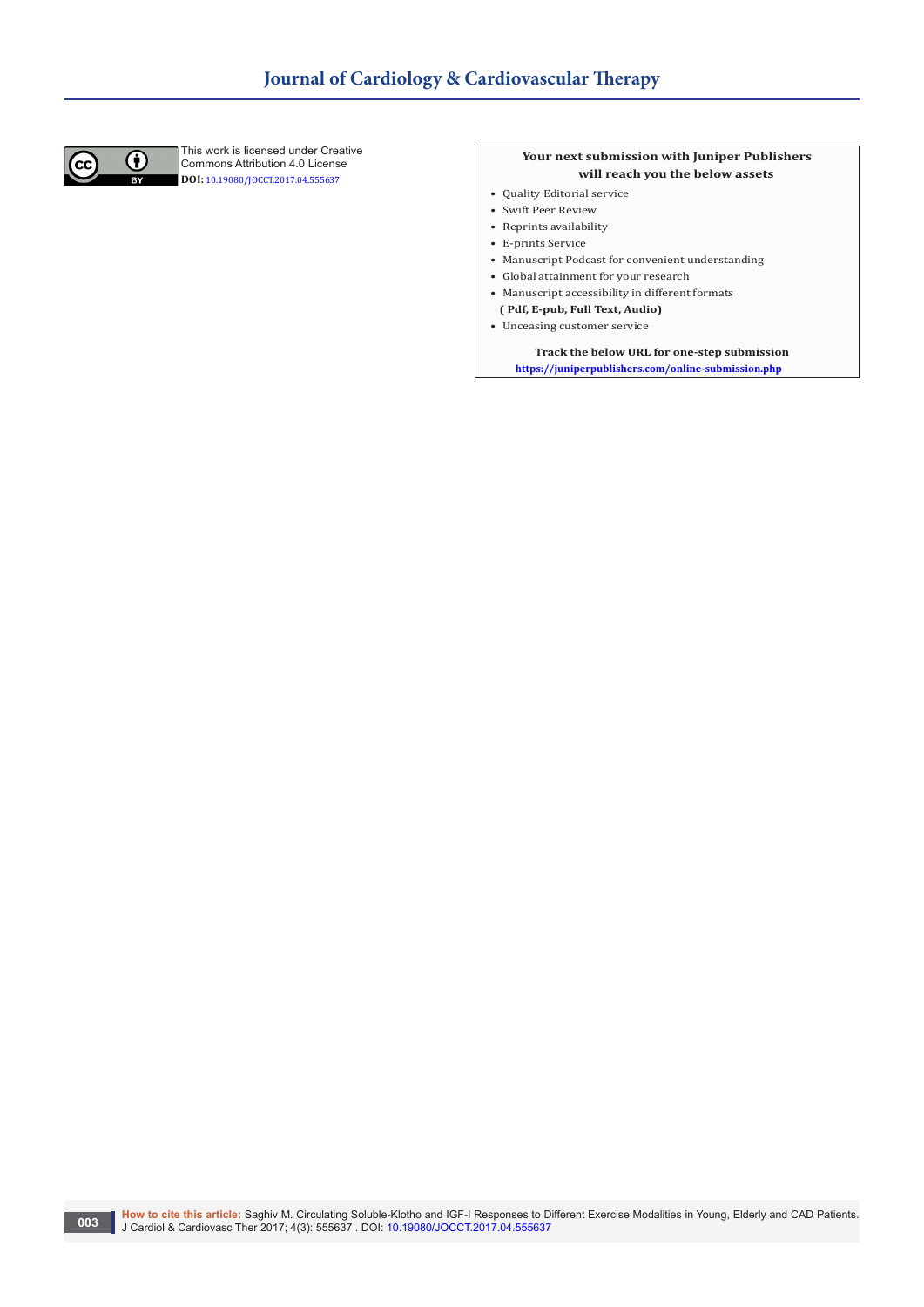This work is licensed under Creative Commons Attribution 4.0 License
**DOI:** 10.19080/JOCCT.2017.04.555637

**Your next submission with Juniper Publishers will reach you the below assets**

- Quality Editorial service
- Swift Peer Review
- Reprints availability
- E-prints Service
- Manuscript Podcast for convenient understanding
- Global attainment for your research
- Manuscript accessibility in different formats
  **( Pdf, E-pub, Full Text, Audio)**
- Unceasing customer service

**Track the below URL for one-step submission**
**https://juniperpublishers.com/online-submission.php**

**How to cite this article:** Saghiv M. Circulating Soluble-Klotho and IGF-I Responses to Different Exercise Modalities in Young, Elderly and CAD Patients. J Cardiol & Cardiovasc Ther 2017; 4(3): 555637 . DOI: 10.19080/JOCCT.2017.04.555637